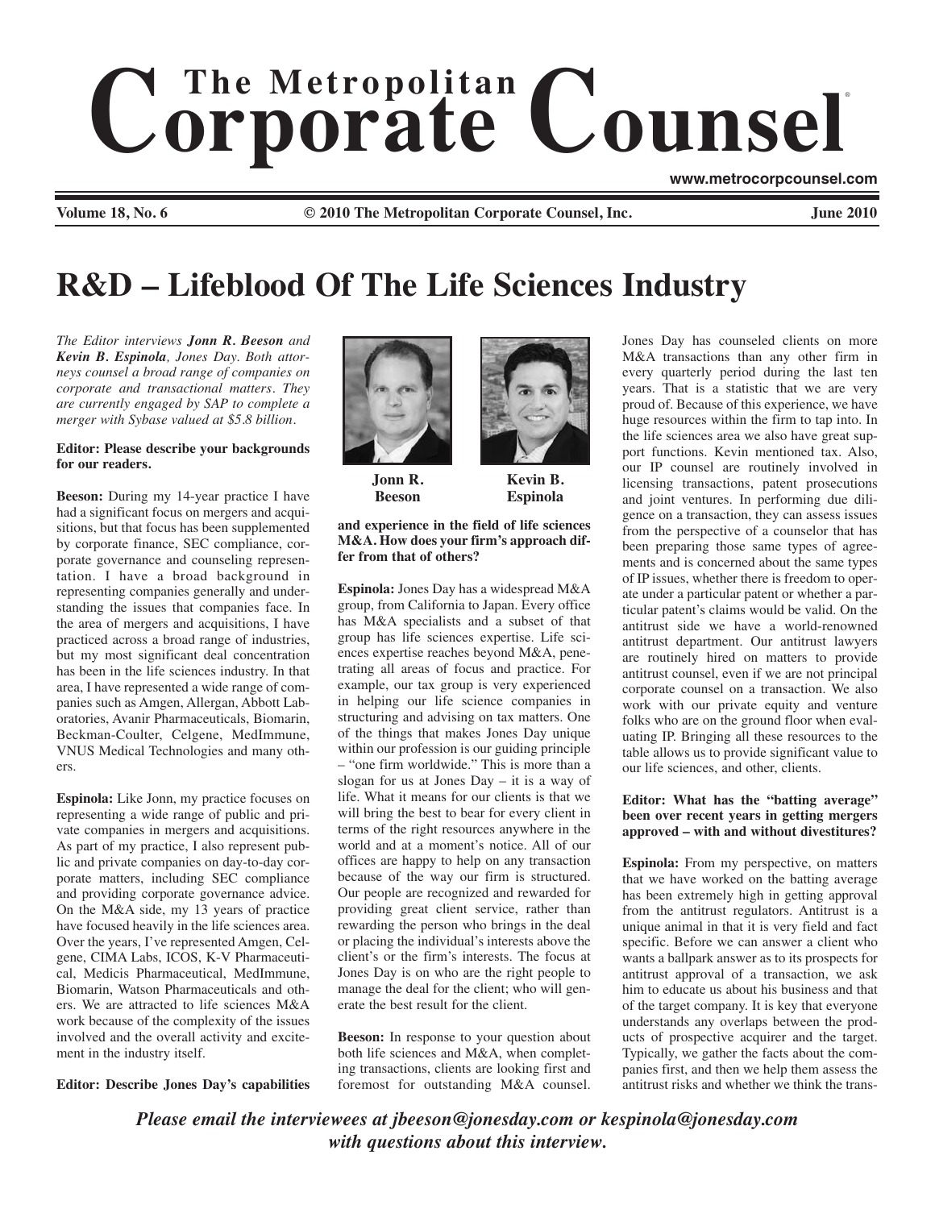# R&D – Lifeblood Of The Life Sciences Industry

*The Editor interviews **Jonn R. Beeson** and **Kevin B. Espinola**, Jones Day. Both attorneys counsel a broad range of companies on corporate and transactional matters. They are currently engaged by SAP to complete a merger with Sybase valued at $5.8 billion.*

**Editor: Please describe your backgrounds for our readers.**

**Beeson:** During my 14-year practice I have had a significant focus on mergers and acquisitions, but that focus has been supplemented by corporate finance, SEC compliance, corporate governance and counseling representation. I have a broad background in representing companies generally and understanding the issues that companies face. In the area of mergers and acquisitions, I have practiced across a broad range of industries, but my most significant deal concentration has been in the life sciences industry. In that area, I have represented a wide range of companies such as Amgen, Allergan, Abbott Laboratories, Avanir Pharmaceuticals, Biomarin, Beckman-Coulter, Celgene, MedImmune, VNUS Medical Technologies and many others.

**Espinola:** Like Jonn, my practice focuses on representing a wide range of public and private companies in mergers and acquisitions. As part of my practice, I also represent public and private companies on day-to-day corporate matters, including SEC compliance and providing corporate governance advice. On the M&A side, my 13 years of practice have focused heavily in the life sciences area. Over the years, I've represented Amgen, Celgene, CIMA Labs, ICOS, K-V Pharmaceutical, Medicis Pharmaceutical, MedImmune, Biomarin, Watson Pharmaceuticals and others. We are attracted to life sciences M&A work because of the complexity of the issues involved and the overall activity and excitement in the industry itself.

**Editor: Describe Jones Day's capabilities and experience in the field of life sciences M&A. How does your firm's approach differ from that of others?**

Jonn R. Beeson

Kevin B. Espinola

**Espinola:** Jones Day has a widespread M&A group, from California to Japan. Every office has M&A specialists and a subset of that group has life sciences expertise. Life sciences expertise reaches beyond M&A, penetrating all areas of focus and practice. For example, our tax group is very experienced in helping our life science companies in structuring and advising on tax matters. One of the things that makes Jones Day unique within our profession is our guiding principle – "one firm worldwide." This is more than a slogan for us at Jones Day – it is a way of life. What it means for our clients is that we will bring the best to bear for every client in terms of the right resources anywhere in the world and at a moment's notice. All of our offices are happy to help on any transaction because of the way our firm is structured. Our people are recognized and rewarded for providing great client service, rather than rewarding the person who brings in the deal or placing the individual's interests above the client's or the firm's interests. The focus at Jones Day is on who are the right people to manage the deal for the client; who will generate the best result for the client.

**Beeson:** In response to your question about both life sciences and M&A, when completing transactions, clients are looking first and foremost for outstanding M&A counsel. Jones Day has counseled clients on more M&A transactions than any other firm in every quarterly period during the last ten years. That is a statistic that we are very proud of. Because of this experience, we have huge resources within the firm to tap into. In the life sciences area we also have great support functions. Kevin mentioned tax. Also, our IP counsel are routinely involved in licensing transactions, patent prosecutions and joint ventures. In performing due diligence on a transaction, they can assess issues from the perspective of a counselor that has been preparing those same types of agreements and is concerned about the same types of IP issues, whether there is freedom to operate under a particular patent or whether a particular patent's claims would be valid. On the antitrust side we have a world-renowned antitrust department. Our antitrust lawyers are routinely hired on matters to provide antitrust counsel, even if we are not principal corporate counsel on a transaction. We also work with our private equity and venture folks who are on the ground floor when evaluating IP. Bringing all these resources to the table allows us to provide significant value to our life sciences, and other, clients.

**Editor: What has the "batting average" been over recent years in getting mergers approved – with and without divestitures?**

**Espinola:** From my perspective, on matters that we have worked on the batting average has been extremely high in getting approval from the antitrust regulators. Antitrust is a unique animal in that it is very field and fact specific. Before we can answer a client who wants a ballpark answer as to its prospects for antitrust approval of a transaction, we ask him to educate us about his business and that of the target company. It is key that everyone understands any overlaps between the products of prospective acquirer and the target. Typically, we gather the facts about the companies first, and then we help them assess the antitrust risks and whether we think the trans-

***Please email the interviewees at jbeeson@jonesday.com or kespinola@jonesday.com with questions about this interview.***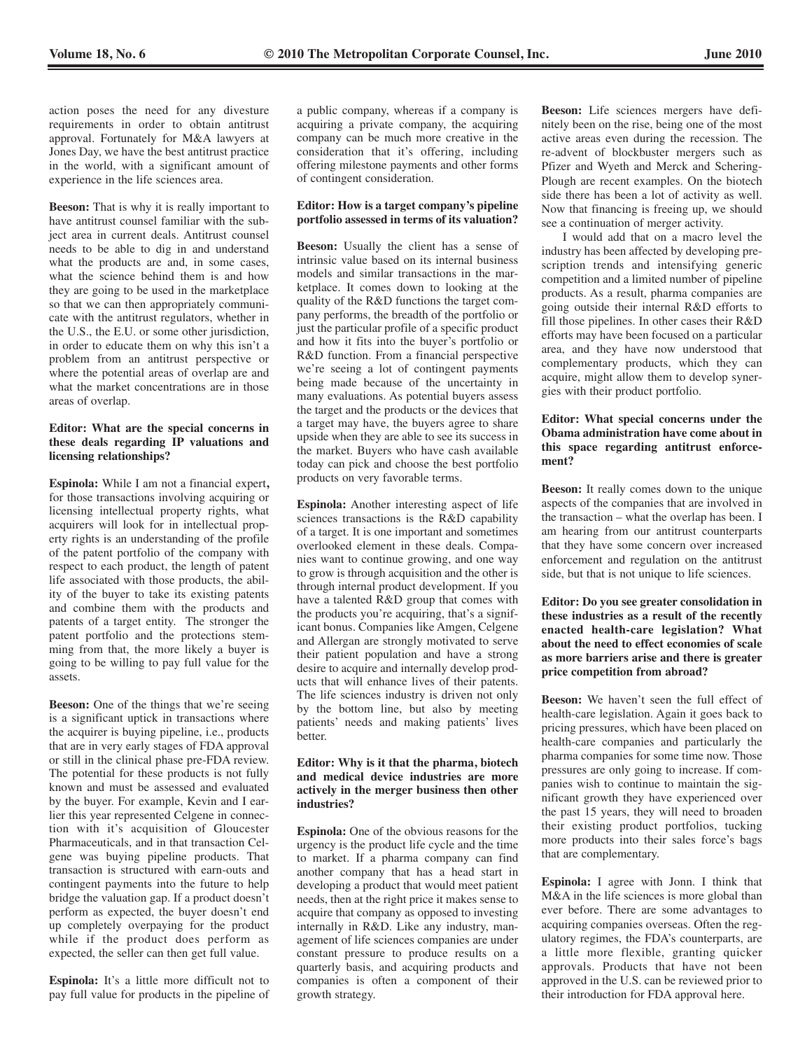action poses the need for any divesture requirements in order to obtain antitrust approval. Fortunately for M&A lawyers at Jones Day, we have the best antitrust practice in the world, with a significant amount of experience in the life sciences area.

**Beeson:** That is why it is really important to have antitrust counsel familiar with the subject area in current deals. Antitrust counsel needs to be able to dig in and understand what the products are and, in some cases, what the science behind them is and how they are going to be used in the marketplace so that we can then appropriately communicate with the antitrust regulators, whether in the U.S., the E.U. or some other jurisdiction, in order to educate them on why this isn't a problem from an antitrust perspective or where the potential areas of overlap are and what the market concentrations are in those areas of overlap.

**Editor: What are the special concerns in these deals regarding IP valuations and licensing relationships?**

**Espinola:** While I am not a financial expert**,** for those transactions involving acquiring or licensing intellectual property rights, what acquirers will look for in intellectual property rights is an understanding of the profile of the patent portfolio of the company with respect to each product, the length of patent life associated with those products, the ability of the buyer to take its existing patents and combine them with the products and patents of a target entity. The stronger the patent portfolio and the protections stemming from that, the more likely a buyer is going to be willing to pay full value for the assets.

**Beeson:** One of the things that we're seeing is a significant uptick in transactions where the acquirer is buying pipeline, i.e., products that are in very early stages of FDA approval or still in the clinical phase pre-FDA review. The potential for these products is not fully known and must be assessed and evaluated by the buyer. For example, Kevin and I earlier this year represented Celgene in connection with it's acquisition of Gloucester Pharmaceuticals, and in that transaction Celgene was buying pipeline products. That transaction is structured with earn-outs and contingent payments into the future to help bridge the valuation gap. If a product doesn't perform as expected, the buyer doesn't end up completely overpaying for the product while if the product does perform as expected, the seller can then get full value.

**Espinola:** It's a little more difficult not to pay full value for products in the pipeline of a public company, whereas if a company is acquiring a private company, the acquiring company can be much more creative in the consideration that it's offering, including offering milestone payments and other forms of contingent consideration.

**Editor: How is a target company's pipeline portfolio assessed in terms of its valuation?**

**Beeson:** Usually the client has a sense of intrinsic value based on its internal business models and similar transactions in the marketplace. It comes down to looking at the quality of the R&D functions the target company performs, the breadth of the portfolio or just the particular profile of a specific product and how it fits into the buyer's portfolio or R&D function. From a financial perspective we're seeing a lot of contingent payments being made because of the uncertainty in many evaluations. As potential buyers assess the target and the products or the devices that a target may have, the buyers agree to share upside when they are able to see its success in the market. Buyers who have cash available today can pick and choose the best portfolio products on very favorable terms.

**Espinola:** Another interesting aspect of life sciences transactions is the R&D capability of a target. It is one important and sometimes overlooked element in these deals. Companies want to continue growing, and one way to grow is through acquisition and the other is through internal product development. If you have a talented R&D group that comes with the products you're acquiring, that's a significant bonus. Companies like Amgen, Celgene and Allergan are strongly motivated to serve their patient population and have a strong desire to acquire and internally develop products that will enhance lives of their patents. The life sciences industry is driven not only by the bottom line, but also by meeting patients' needs and making patients' lives better.

**Editor: Why is it that the pharma, biotech and medical device industries are more actively in the merger business then other industries?**

**Espinola:** One of the obvious reasons for the urgency is the product life cycle and the time to market. If a pharma company can find another company that has a head start in developing a product that would meet patient needs, then at the right price it makes sense to acquire that company as opposed to investing internally in R&D. Like any industry, management of life sciences companies are under constant pressure to produce results on a quarterly basis, and acquiring products and companies is often a component of their growth strategy.

**Beeson:** Life sciences mergers have definitely been on the rise, being one of the most active areas even during the recession. The re-advent of blockbuster mergers such as Pfizer and Wyeth and Merck and Schering-Plough are recent examples. On the biotech side there has been a lot of activity as well. Now that financing is freeing up, we should see a continuation of merger activity.

I would add that on a macro level the industry has been affected by developing prescription trends and intensifying generic competition and a limited number of pipeline products. As a result, pharma companies are going outside their internal R&D efforts to fill those pipelines. In other cases their R&D efforts may have been focused on a particular area, and they have now understood that complementary products, which they can acquire, might allow them to develop synergies with their product portfolio.

**Editor: What special concerns under the Obama administration have come about in this space regarding antitrust enforcement?**

**Beeson:** It really comes down to the unique aspects of the companies that are involved in the transaction – what the overlap has been. I am hearing from our antitrust counterparts that they have some concern over increased enforcement and regulation on the antitrust side, but that is not unique to life sciences.

**Editor: Do you see greater consolidation in these industries as a result of the recently enacted health-care legislation? What about the need to effect economies of scale as more barriers arise and there is greater price competition from abroad?**

**Beeson:** We haven't seen the full effect of health-care legislation. Again it goes back to pricing pressures, which have been placed on health-care companies and particularly the pharma companies for some time now. Those pressures are only going to increase. If companies wish to continue to maintain the significant growth they have experienced over the past 15 years, they will need to broaden their existing product portfolios, tucking more products into their sales force's bags that are complementary.

**Espinola:** I agree with Jonn. I think that M&A in the life sciences is more global than ever before. There are some advantages to acquiring companies overseas. Often the regulatory regimes, the FDA's counterparts, are a little more flexible, granting quicker approvals. Products that have not been approved in the U.S. can be reviewed prior to their introduction for FDA approval here.